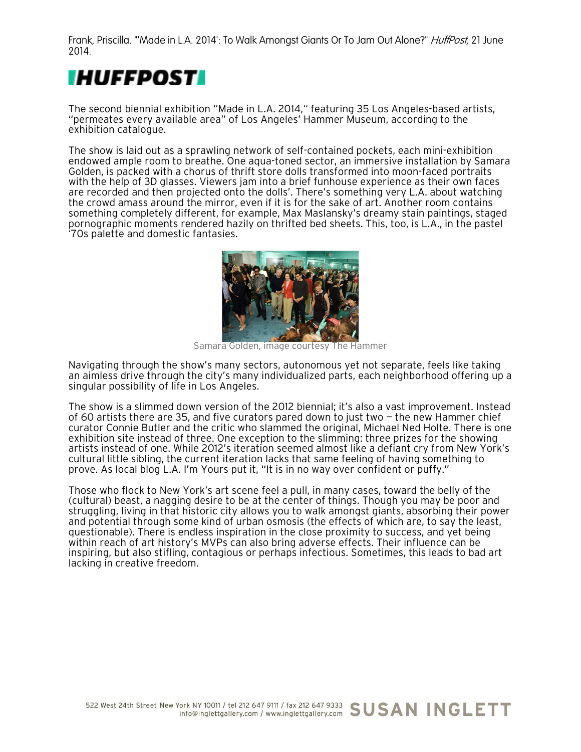Frank, Priscilla. "'Made in L.A. 2014': To Walk Amongst Giants Or To Jam Out Alone?" *HuffPost*, 21 June 2014.

**HUFFPOST**

The second biennial exhibition "Made in L.A. 2014," featuring 35 Los Angeles-based artists, "permeates every available area" of Los Angeles' Hammer Museum, according to the exhibition catalogue.

The show is laid out as a sprawling network of self-contained pockets, each mini-exhibition endowed ample room to breathe. One aqua-toned sector, an immersive installation by Samara Golden, is packed with a chorus of thrift store dolls transformed into moon-faced portraits with the help of 3D glasses. Viewers jam into a brief funhouse experience as their own faces are recorded and then projected onto the dolls'. There's something very L.A. about watching the crowd amass around the mirror, even if it is for the sake of art. Another room contains something completely different, for example, Max Maslansky's dreamy stain paintings, staged pornographic moments rendered hazily on thrifted bed sheets. This, too, is L.A., in the pastel '70s palette and domestic fantasies.

Samara Golden, image courtesy The Hammer

Navigating through the show's many sectors, autonomous yet not separate, feels like taking an aimless drive through the city's many individualized parts, each neighborhood offering up a singular possibility of life in Los Angeles.

The show is a slimmed down version of the 2012 biennial; it's also a vast improvement. Instead of 60 artists there are 35, and five curators pared down to just two — the new Hammer chief curator Connie Butler and the critic who slammed the original, Michael Ned Holte. There is one exhibition site instead of three. One exception to the slimming: three prizes for the showing artists instead of one. While 2012's iteration seemed almost like a defiant cry from New York's cultural little sibling, the current iteration lacks that same feeling of having something to prove. As local blog L.A. I'm Yours put it, "It is in no way over confident or puffy."

Those who flock to New York's art scene feel a pull, in many cases, toward the belly of the (cultural) beast, a nagging desire to be at the center of things. Though you may be poor and struggling, living in that historic city allows you to walk amongst giants, absorbing their power and potential through some kind of urban osmosis (the effects of which are, to say the least, questionable). There is endless inspiration in the close proximity to success, and yet being within reach of art history's MVPs can also bring adverse effects. Their influence can be inspiring, but also stifling, contagious or perhaps infectious. Sometimes, this leads to bad art lacking in creative freedom.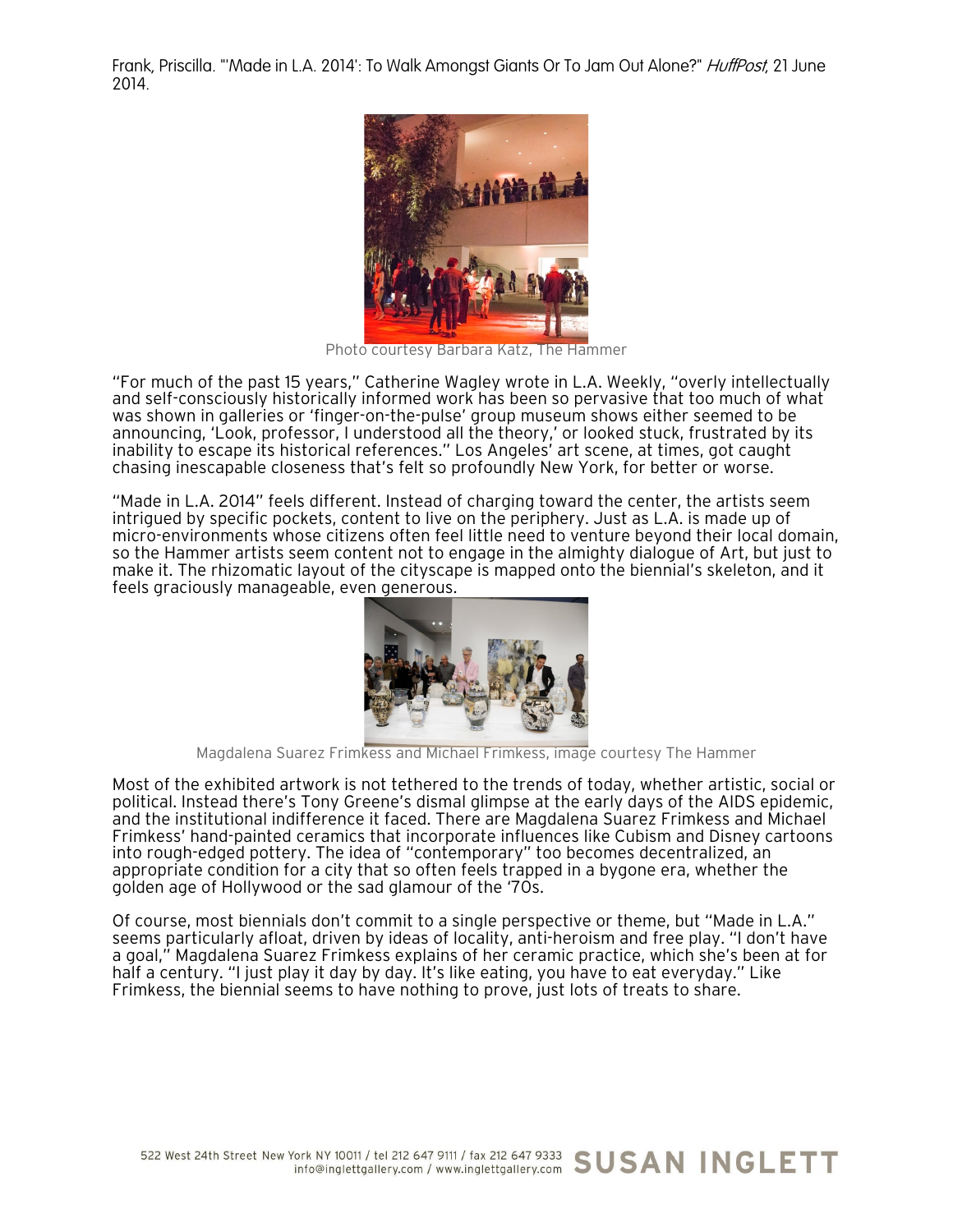Frank, Priscilla. "'Made in L.A. 2014': To Walk Amongst Giants Or To Jam Out Alone?" *HuffPost*, 21 June 2014.

Photo courtesy Barbara Katz, The Hammer

"For much of the past 15 years," Catherine Wagley wrote in L.A. Weekly, "overly intellectually and self-consciously historically informed work has been so pervasive that too much of what was shown in galleries or 'finger-on-the-pulse' group museum shows either seemed to be announcing, 'Look, professor, I understood all the theory,' or looked stuck, frustrated by its inability to escape its historical references." Los Angeles' art scene, at times, got caught chasing inescapable closeness that's felt so profoundly New York, for better or worse.

"Made in L.A. 2014" feels different. Instead of charging toward the center, the artists seem intrigued by specific pockets, content to live on the periphery. Just as L.A. is made up of micro-environments whose citizens often feel little need to venture beyond their local domain, so the Hammer artists seem content not to engage in the almighty dialogue of Art, but just to make it. The rhizomatic layout of the cityscape is mapped onto the biennial's skeleton, and it feels graciously manageable, even generous.

Magdalena Suarez Frimkess and Michael Frimkess, image courtesy The Hammer

Most of the exhibited artwork is not tethered to the trends of today, whether artistic, social or political. Instead there's Tony Greene's dismal glimpse at the early days of the AIDS epidemic, and the institutional indifference it faced. There are Magdalena Suarez Frimkess and Michael Frimkess' hand-painted ceramics that incorporate influences like Cubism and Disney cartoons into rough-edged pottery. The idea of "contemporary" too becomes decentralized, an appropriate condition for a city that so often feels trapped in a bygone era, whether the golden age of Hollywood or the sad glamour of the '70s.

Of course, most biennials don't commit to a single perspective or theme, but "Made in L.A." seems particularly afloat, driven by ideas of locality, anti-heroism and free play. "I don't have a goal," Magdalena Suarez Frimkess explains of her ceramic practice, which she's been at for half a century. "I just play it day by day. It's like eating, you have to eat everyday." Like Frimkess, the biennial seems to have nothing to prove, just lots of treats to share.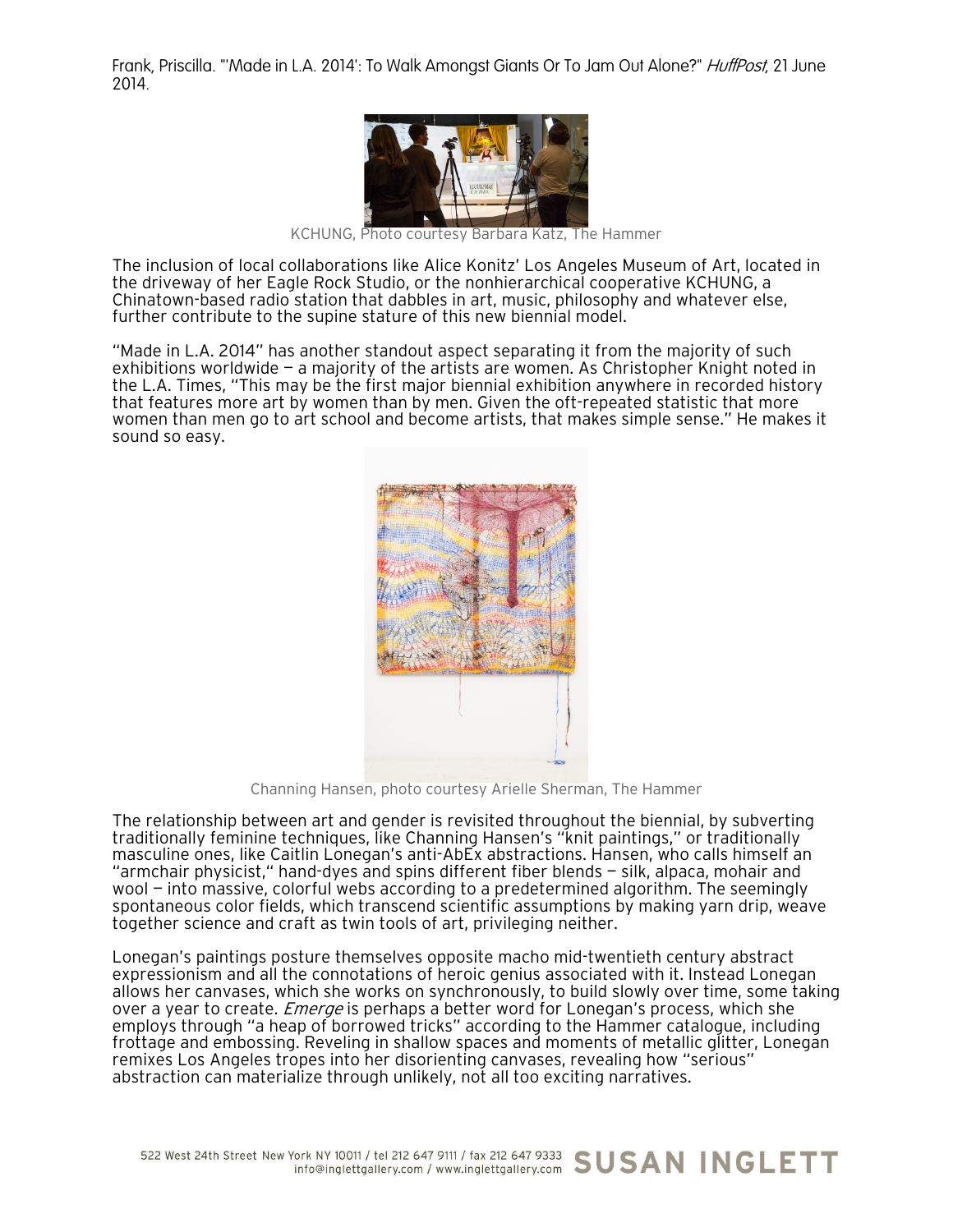Frank, Priscilla. "'Made in L.A. 2014': To Walk Amongst Giants Or To Jam Out Alone?" *HuffPost,* 21 June 2014.

KCHUNG, Photo courtesy Barbara Katz, The Hammer

The inclusion of local collaborations like Alice Konitz' Los Angeles Museum of Art, located in the driveway of her Eagle Rock Studio, or the nonhierarchical cooperative KCHUNG, a Chinatown-based radio station that dabbles in art, music, philosophy and whatever else, further contribute to the supine stature of this new biennial model.

"Made in L.A. 2014" has another standout aspect separating it from the majority of such exhibitions worldwide — a majority of the artists are women. As Christopher Knight noted in the L.A. Times, "This may be the first major biennial exhibition anywhere in recorded history that features more art by women than by men. Given the oft-repeated statistic that more women than men go to art school and become artists, that makes simple sense." He makes it sound so easy.

Channing Hansen, photo courtesy Arielle Sherman, The Hammer

The relationship between art and gender is revisited throughout the biennial, by subverting traditionally feminine techniques, like Channing Hansen's "knit paintings," or traditionally masculine ones, like Caitlin Lonegan's anti-AbEx abstractions. Hansen, who calls himself an "armchair physicist," hand-dyes and spins different fiber blends — silk, alpaca, mohair and wool — into massive, colorful webs according to a predetermined algorithm. The seemingly spontaneous color fields, which transcend scientific assumptions by making yarn drip, weave together science and craft as twin tools of art, privileging neither.

Lonegan's paintings posture themselves opposite macho mid-twentieth century abstract expressionism and all the connotations of heroic genius associated with it. Instead Lonegan allows her canvases, which she works on synchronously, to build slowly over time, some taking over a year to create. *Emerge* is perhaps a better word for Lonegan's process, which she employs through "a heap of borrowed tricks" according to the Hammer catalogue, including frottage and embossing. Reveling in shallow spaces and moments of metallic glitter, Lonegan remixes Los Angeles tropes into her disorienting canvases, revealing how "serious" abstraction can materialize through unlikely, not all too exciting narratives.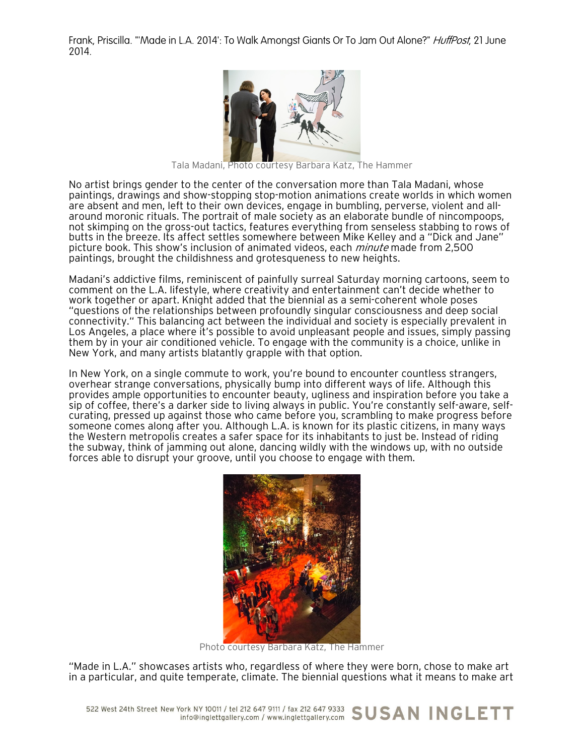Frank, Priscilla. "'Made in L.A. 2014': To Walk Amongst Giants Or To Jam Out Alone?" *HuffPost,* 21 June 2014.

Tala Madani, Photo courtesy Barbara Katz, The Hammer

No artist brings gender to the center of the conversation more than Tala Madani, whose paintings, drawings and show-stopping stop-motion animations create worlds in which women are absent and men, left to their own devices, engage in bumbling, perverse, violent and all-around moronic rituals. The portrait of male society as an elaborate bundle of nincompoops, not skimping on the gross-out tactics, features everything from senseless stabbing to rows of butts in the breeze. Its affect settles somewhere between Mike Kelley and a "Dick and Jane" picture book. This show's inclusion of animated videos, each *minute* made from 2,500 paintings, brought the childishness and grotesqueness to new heights.

Madani's addictive films, reminiscent of painfully surreal Saturday morning cartoons, seem to comment on the L.A. lifestyle, where creativity and entertainment can't decide whether to work together or apart. Knight added that the biennial as a semi-coherent whole poses "questions of the relationships between profoundly singular consciousness and deep social connectivity." This balancing act between the individual and society is especially prevalent in Los Angeles, a place where it's possible to avoid unpleasant people and issues, simply passing them by in your air conditioned vehicle. To engage with the community is a choice, unlike in New York, and many artists blatantly grapple with that option.

In New York, on a single commute to work, you're bound to encounter countless strangers, overhear strange conversations, physically bump into different ways of life. Although this provides ample opportunities to encounter beauty, ugliness and inspiration before you take a sip of coffee, there's a darker side to living always in public. You're constantly self-aware, self-curating, pressed up against those who came before you, scrambling to make progress before someone comes along after you. Although L.A. is known for its plastic citizens, in many ways the Western metropolis creates a safer space for its inhabitants to just be. Instead of riding the subway, think of jamming out alone, dancing wildly with the windows up, with no outside forces able to disrupt your groove, until you choose to engage with them.

Photo courtesy Barbara Katz, The Hammer

"Made in L.A." showcases artists who, regardless of where they were born, chose to make art in a particular, and quite temperate, climate. The biennial questions what it means to make art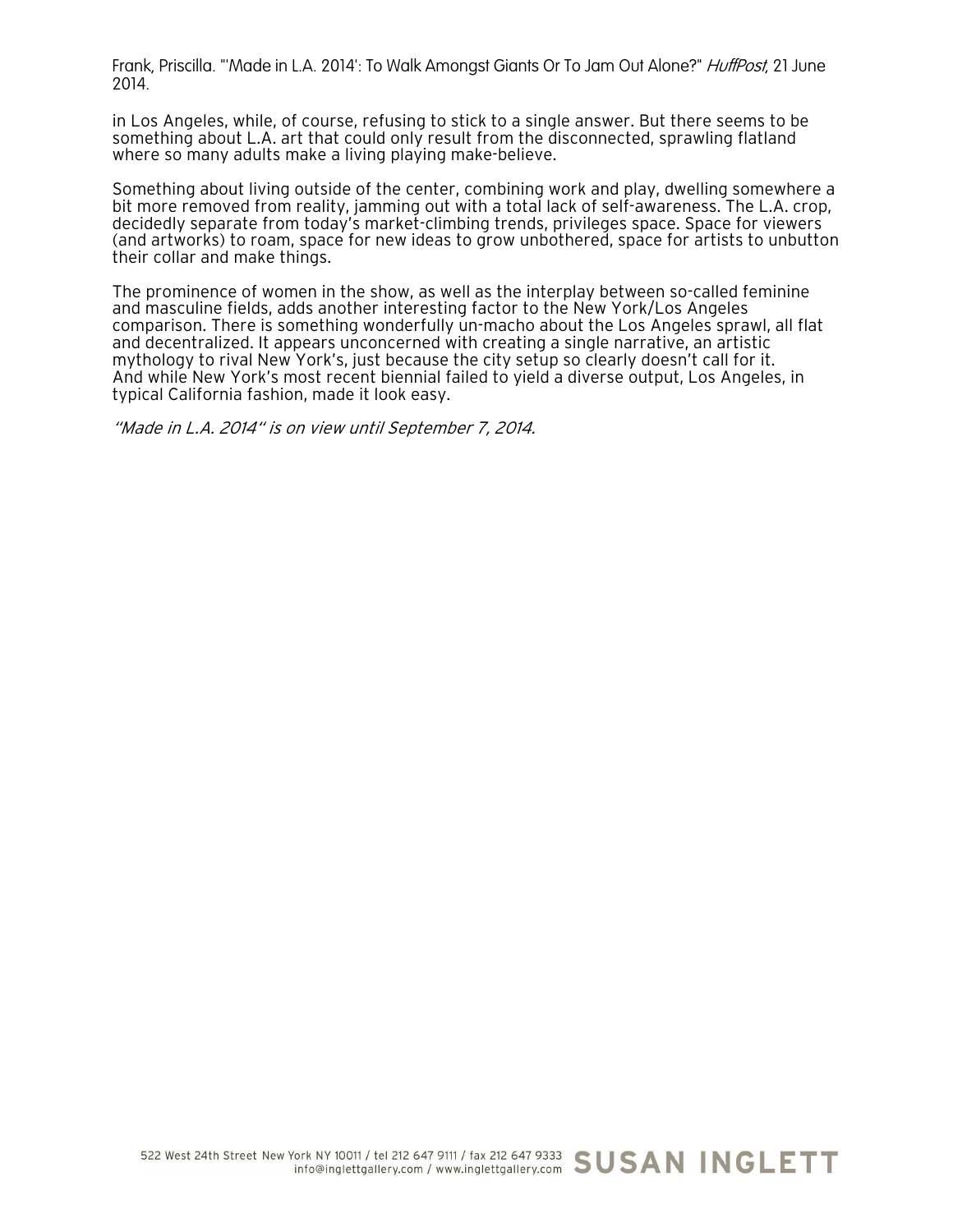in Los Angeles, while, of course, refusing to stick to a single answer. But there seems to be something about L.A. art that could only result from the disconnected, sprawling flatland where so many adults make a living playing make-believe.

Something about living outside of the center, combining work and play, dwelling somewhere a bit more removed from reality, jamming out with a total lack of self-awareness. The L.A. crop, decidedly separate from today's market-climbing trends, privileges space. Space for viewers (and artworks) to roam, space for new ideas to grow unbothered, space for artists to unbutton their collar and make things.

The prominence of women in the show, as well as the interplay between so-called feminine and masculine fields, adds another interesting factor to the New York/Los Angeles comparison. There is something wonderfully un-macho about the Los Angeles sprawl, all flat and decentralized. It appears unconcerned with creating a single narrative, an artistic mythology to rival New York's, just because the city setup so clearly doesn't call for it. And while New York's most recent biennial failed to yield a diverse output, Los Angeles, in typical California fashion, made it look easy.

*"Made in L.A. 2014" is on view until September 7, 2014.*